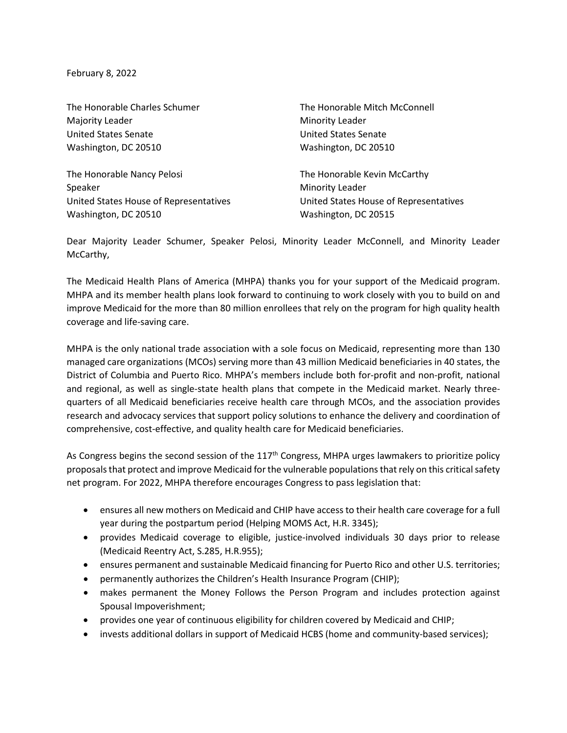February 8, 2022

The Honorable Charles Schumer
Majority Leader
United States Senate
Washington, DC 20510

The Honorable Mitch McConnell
Minority Leader
United States Senate
Washington, DC 20510

The Honorable Nancy Pelosi
Speaker
United States House of Representatives
Washington, DC 20510

The Honorable Kevin McCarthy
Minority Leader
United States House of Representatives
Washington, DC 20515

Dear Majority Leader Schumer, Speaker Pelosi, Minority Leader McConnell, and Minority Leader McCarthy,

The Medicaid Health Plans of America (MHPA) thanks you for your support of the Medicaid program. MHPA and its member health plans look forward to continuing to work closely with you to build on and improve Medicaid for the more than 80 million enrollees that rely on the program for high quality health coverage and life-saving care.

MHPA is the only national trade association with a sole focus on Medicaid, representing more than 130 managed care organizations (MCOs) serving more than 43 million Medicaid beneficiaries in 40 states, the District of Columbia and Puerto Rico. MHPA's members include both for-profit and non-profit, national and regional, as well as single-state health plans that compete in the Medicaid market. Nearly three-quarters of all Medicaid beneficiaries receive health care through MCOs, and the association provides research and advocacy services that support policy solutions to enhance the delivery and coordination of comprehensive, cost-effective, and quality health care for Medicaid beneficiaries.

As Congress begins the second session of the 117th Congress, MHPA urges lawmakers to prioritize policy proposals that protect and improve Medicaid for the vulnerable populations that rely on this critical safety net program. For 2022, MHPA therefore encourages Congress to pass legislation that:

- ensures all new mothers on Medicaid and CHIP have access to their health care coverage for a full year during the postpartum period (Helping MOMS Act, H.R. 3345);
- provides Medicaid coverage to eligible, justice-involved individuals 30 days prior to release (Medicaid Reentry Act, S.285, H.R.955);
- ensures permanent and sustainable Medicaid financing for Puerto Rico and other U.S. territories;
- permanently authorizes the Children's Health Insurance Program (CHIP);
- makes permanent the Money Follows the Person Program and includes protection against Spousal Impoverishment;
- provides one year of continuous eligibility for children covered by Medicaid and CHIP;
- invests additional dollars in support of Medicaid HCBS (home and community-based services);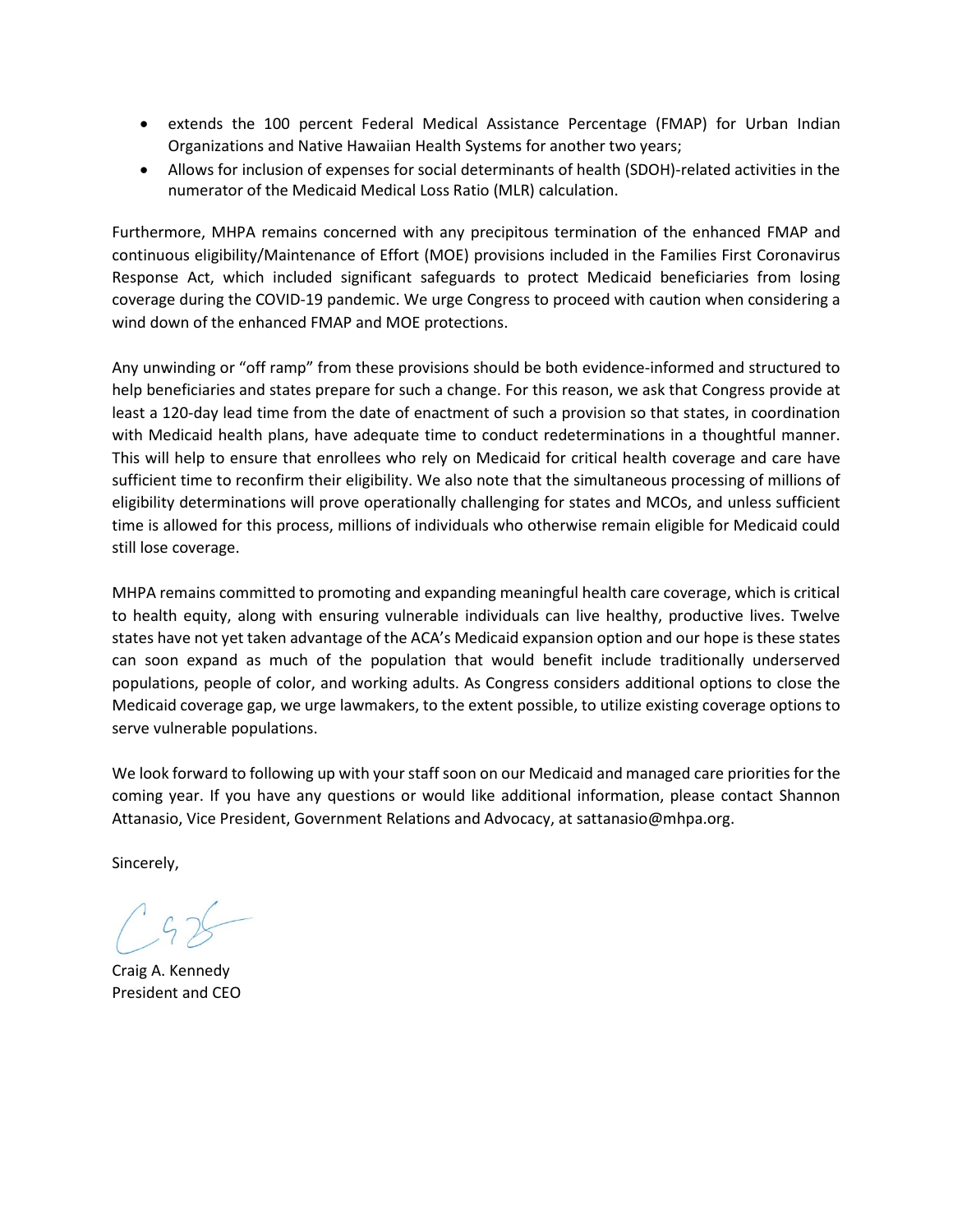- extends the 100 percent Federal Medical Assistance Percentage (FMAP) for Urban Indian Organizations and Native Hawaiian Health Systems for another two years;
- Allows for inclusion of expenses for social determinants of health (SDOH)-related activities in the numerator of the Medicaid Medical Loss Ratio (MLR) calculation.

Furthermore, MHPA remains concerned with any precipitous termination of the enhanced FMAP and continuous eligibility/Maintenance of Effort (MOE) provisions included in the Families First Coronavirus Response Act, which included significant safeguards to protect Medicaid beneficiaries from losing coverage during the COVID-19 pandemic. We urge Congress to proceed with caution when considering a wind down of the enhanced FMAP and MOE protections.

Any unwinding or "off ramp" from these provisions should be both evidence-informed and structured to help beneficiaries and states prepare for such a change. For this reason, we ask that Congress provide at least a 120-day lead time from the date of enactment of such a provision so that states, in coordination with Medicaid health plans, have adequate time to conduct redeterminations in a thoughtful manner. This will help to ensure that enrollees who rely on Medicaid for critical health coverage and care have sufficient time to reconfirm their eligibility. We also note that the simultaneous processing of millions of eligibility determinations will prove operationally challenging for states and MCOs, and unless sufficient time is allowed for this process, millions of individuals who otherwise remain eligible for Medicaid could still lose coverage.

MHPA remains committed to promoting and expanding meaningful health care coverage, which is critical to health equity, along with ensuring vulnerable individuals can live healthy, productive lives. Twelve states have not yet taken advantage of the ACA's Medicaid expansion option and our hope is these states can soon expand as much of the population that would benefit include traditionally underserved populations, people of color, and working adults. As Congress considers additional options to close the Medicaid coverage gap, we urge lawmakers, to the extent possible, to utilize existing coverage options to serve vulnerable populations.

We look forward to following up with your staff soon on our Medicaid and managed care priorities for the coming year. If you have any questions or would like additional information, please contact Shannon Attanasio, Vice President, Government Relations and Advocacy, at sattanasio@mhpa.org.

Sincerely,

Craig A. Kennedy
President and CEO